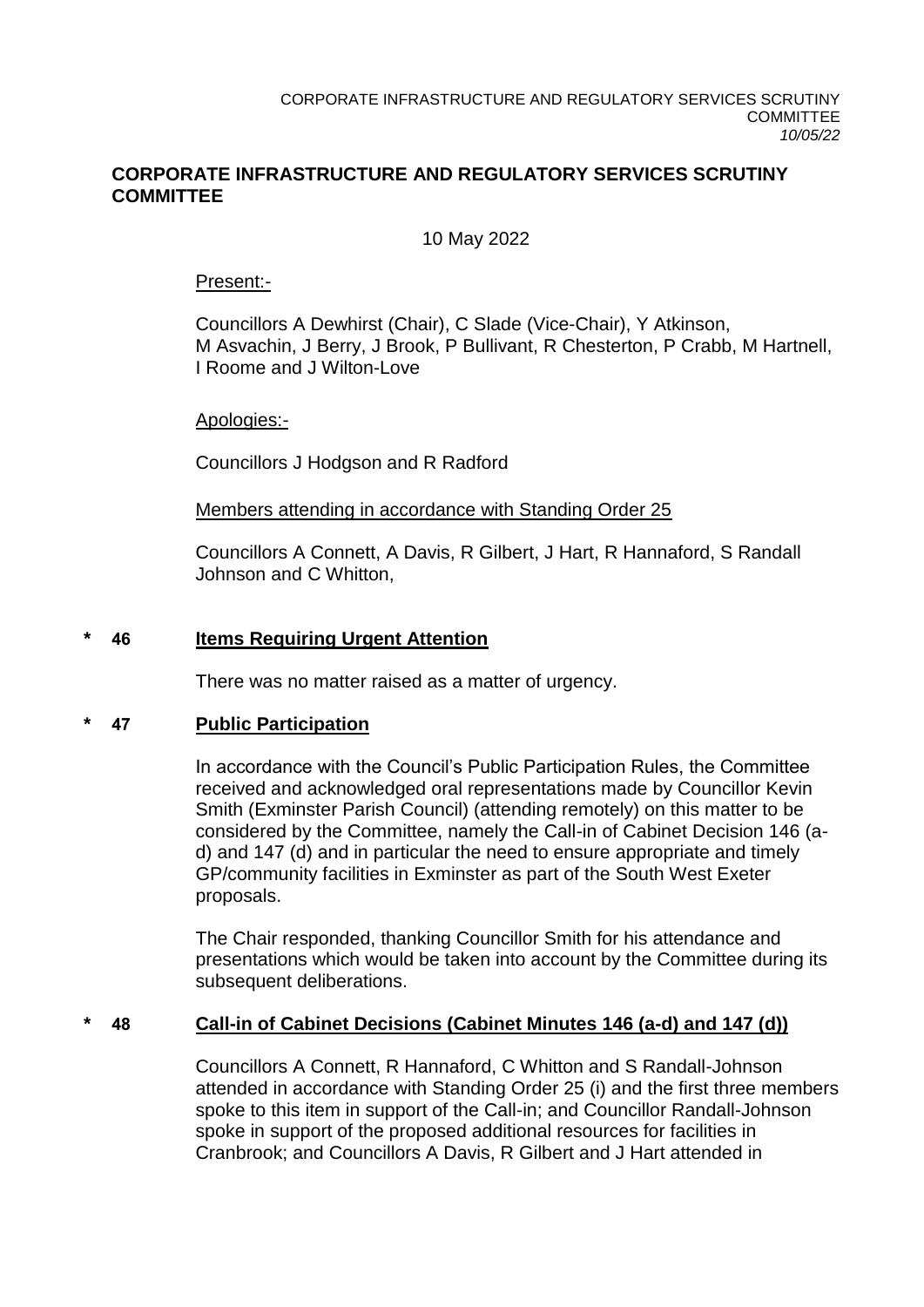# CORPORATE INFRASTRUCTURE AND REGULATORY SERVICES SCRUTINY COMMITTEE

10 May 2022

Present:-

Councillors A Dewhirst (Chair), C Slade (Vice-Chair), Y Atkinson, M Asvachin, J Berry, J Brook, P Bullivant, R Chesterton, P Crabb, M Hartnell, I Roome and J Wilton-Love

Apologies:-

Councillors J Hodgson and R Radford

Members attending in accordance with Standing Order 25

Councillors A Connett, A Davis, R Gilbert, J Hart, R Hannaford, S Randall Johnson and C Whitton,

## * 46 Items Requiring Urgent Attention

There was no matter raised as a matter of urgency.

## * 47 Public Participation

In accordance with the Council's Public Participation Rules, the Committee received and acknowledged oral representations made by Councillor Kevin Smith (Exminster Parish Council) (attending remotely) on this matter to be considered by the Committee, namely the Call-in of Cabinet Decision 146 (a-d) and 147 (d) and in particular the need to ensure appropriate and timely GP/community facilities in Exminster as part of the South West Exeter proposals.

The Chair responded, thanking Councillor Smith for his attendance and presentations which would be taken into account by the Committee during its subsequent deliberations.

## * 48 Call-in of Cabinet Decisions (Cabinet Minutes 146 (a-d) and 147 (d))

Councillors A Connett, R Hannaford, C Whitton and S Randall-Johnson attended in accordance with Standing Order 25 (i) and the first three members spoke to this item in support of the Call-in; and Councillor Randall-Johnson spoke in support of the proposed additional resources for facilities in Cranbrook; and Councillors A Davis, R Gilbert and J Hart attended in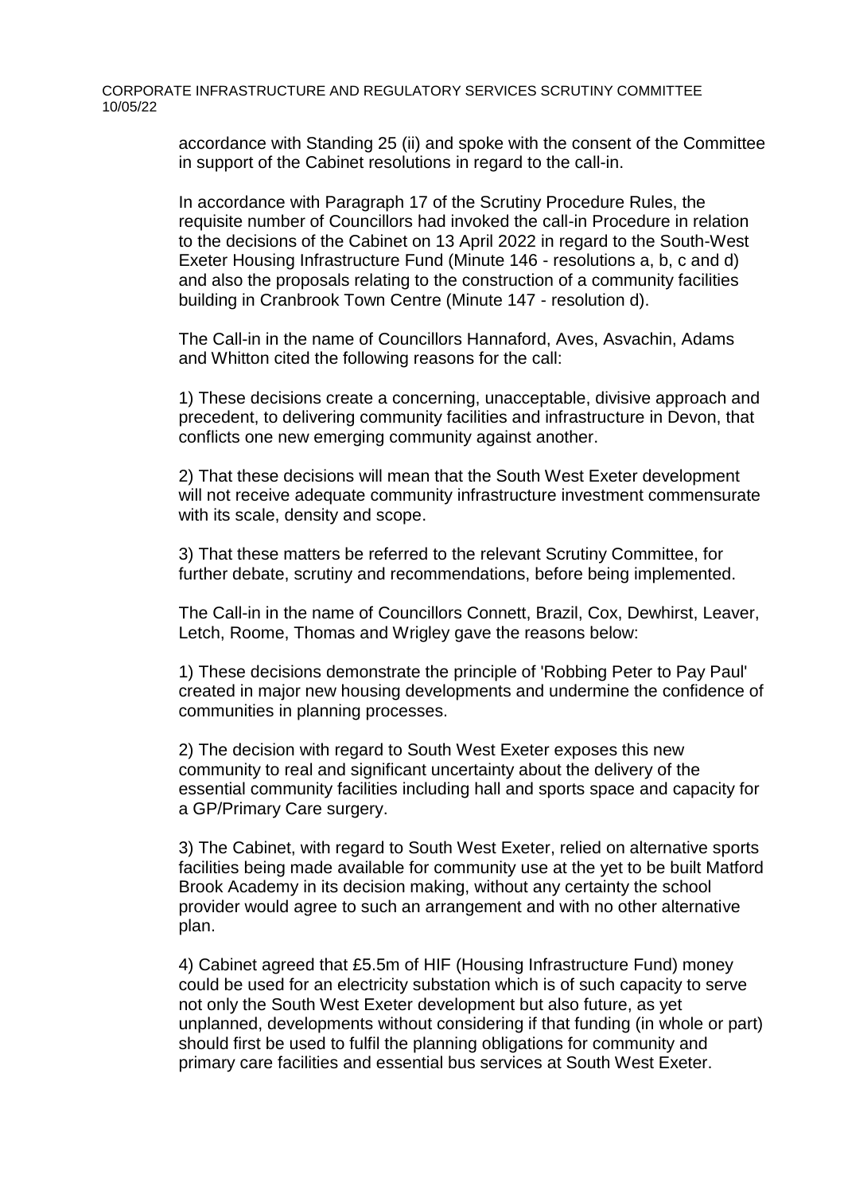accordance with Standing 25 (ii) and spoke with the consent of the Committee in support of the Cabinet resolutions in regard to the call-in.

In accordance with Paragraph 17 of the Scrutiny Procedure Rules, the requisite number of Councillors had invoked the call-in Procedure in relation to the decisions of the Cabinet on 13 April 2022 in regard to the South-West Exeter Housing Infrastructure Fund (Minute 146 - resolutions a, b, c and d) and also the proposals relating to the construction of a community facilities building in Cranbrook Town Centre (Minute 147 - resolution d).

The Call-in in the name of Councillors Hannaford, Aves, Asvachin, Adams and Whitton cited the following reasons for the call:

1) These decisions create a concerning, unacceptable, divisive approach and precedent, to delivering community facilities and infrastructure in Devon, that conflicts one new emerging community against another.

2) That these decisions will mean that the South West Exeter development will not receive adequate community infrastructure investment commensurate with its scale, density and scope.

3) That these matters be referred to the relevant Scrutiny Committee, for further debate, scrutiny and recommendations, before being implemented.

The Call-in in the name of Councillors Connett, Brazil, Cox, Dewhirst, Leaver, Letch, Roome, Thomas and Wrigley gave the reasons below:

1) These decisions demonstrate the principle of 'Robbing Peter to Pay Paul' created in major new housing developments and undermine the confidence of communities in planning processes.

2) The decision with regard to South West Exeter exposes this new community to real and significant uncertainty about the delivery of the essential community facilities including hall and sports space and capacity for a GP/Primary Care surgery.

3) The Cabinet, with regard to South West Exeter, relied on alternative sports facilities being made available for community use at the yet to be built Matford Brook Academy in its decision making, without any certainty the school provider would agree to such an arrangement and with no other alternative plan.

4) Cabinet agreed that £5.5m of HIF (Housing Infrastructure Fund) money could be used for an electricity substation which is of such capacity to serve not only the South West Exeter development but also future, as yet unplanned, developments without considering if that funding (in whole or part) should first be used to fulfil the planning obligations for community and primary care facilities and essential bus services at South West Exeter.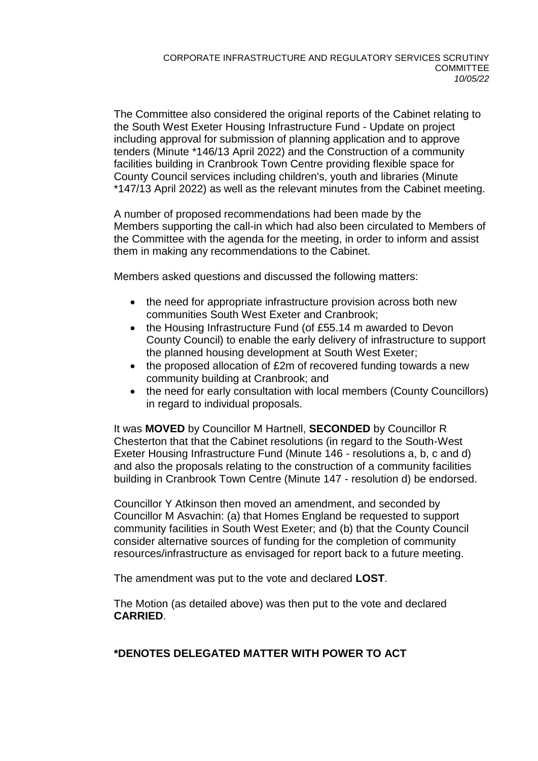The Committee also considered the original reports of the Cabinet relating to the South West Exeter Housing Infrastructure Fund - Update on project including approval for submission of planning application and to approve tenders (Minute *146/13 April 2022) and the Construction of a community facilities building in Cranbrook Town Centre providing flexible space for County Council services including children's, youth and libraries (Minute *147/13 April 2022) as well as the relevant minutes from the Cabinet meeting.

A number of proposed recommendations had been made by the Members supporting the call-in which had also been circulated to Members of the Committee with the agenda for the meeting, in order to inform and assist them in making any recommendations to the Cabinet.

Members asked questions and discussed the following matters:

- the need for appropriate infrastructure provision across both new communities South West Exeter and Cranbrook;
- the Housing Infrastructure Fund (of £55.14 m awarded to Devon County Council) to enable the early delivery of infrastructure to support the planned housing development at South West Exeter;
- the proposed allocation of £2m of recovered funding towards a new community building at Cranbrook; and
- the need for early consultation with local members (County Councillors) in regard to individual proposals.

It was **MOVED** by Councillor M Hartnell, **SECONDED** by Councillor R Chesterton that that the Cabinet resolutions (in regard to the South-West Exeter Housing Infrastructure Fund (Minute 146 - resolutions a, b, c and d) and also the proposals relating to the construction of a community facilities building in Cranbrook Town Centre (Minute 147 - resolution d) be endorsed.

Councillor Y Atkinson then moved an amendment, and seconded by Councillor M Asvachin: (a) that Homes England be requested to support community facilities in South West Exeter; and (b) that the County Council consider alternative sources of funding for the completion of community resources/infrastructure as envisaged for report back to a future meeting.

The amendment was put to the vote and declared **LOST**.

The Motion (as detailed above) was then put to the vote and declared **CARRIED**.

**\*DENOTES DELEGATED MATTER WITH POWER TO ACT**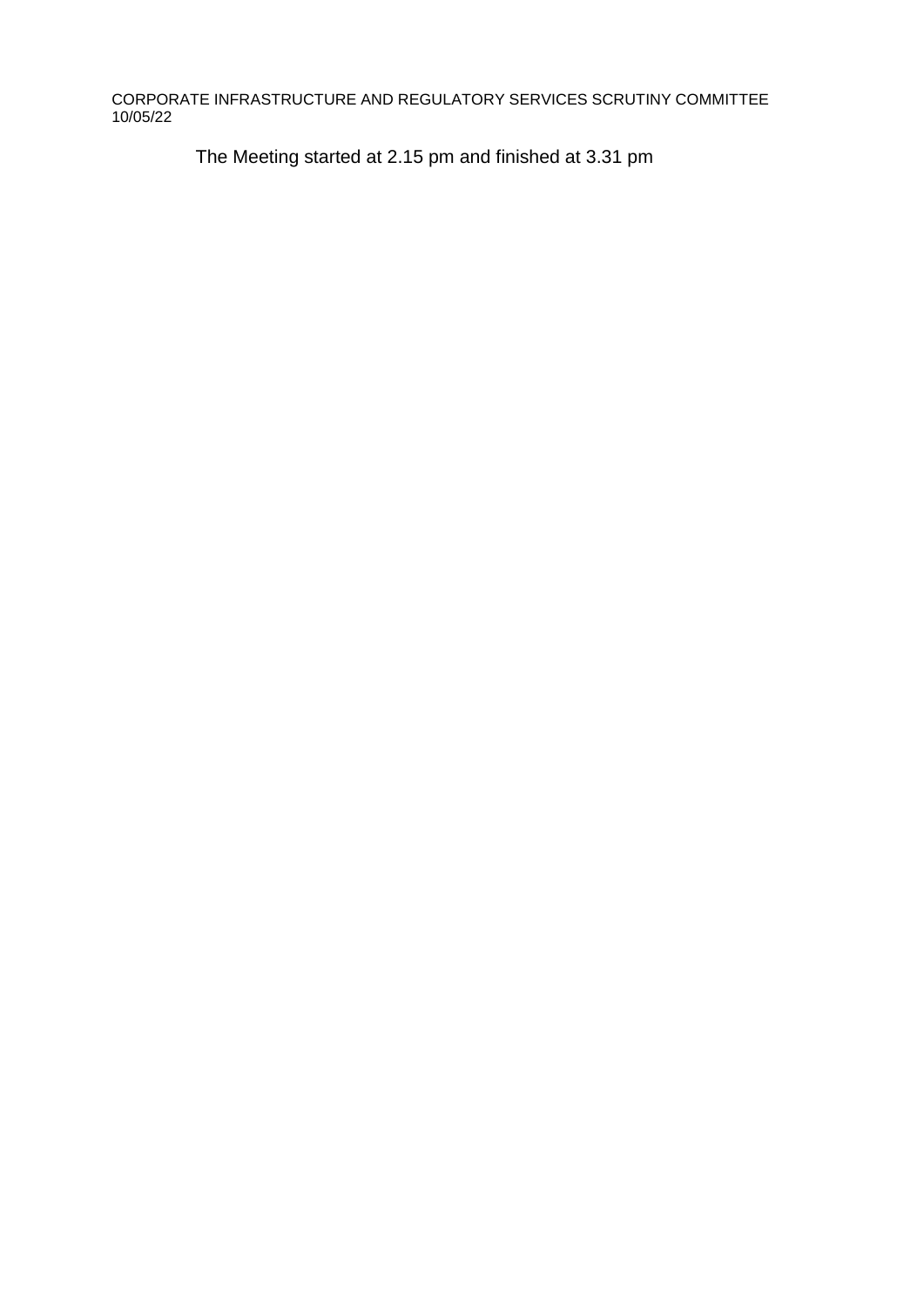The Meeting started at 2.15 pm and finished at 3.31 pm